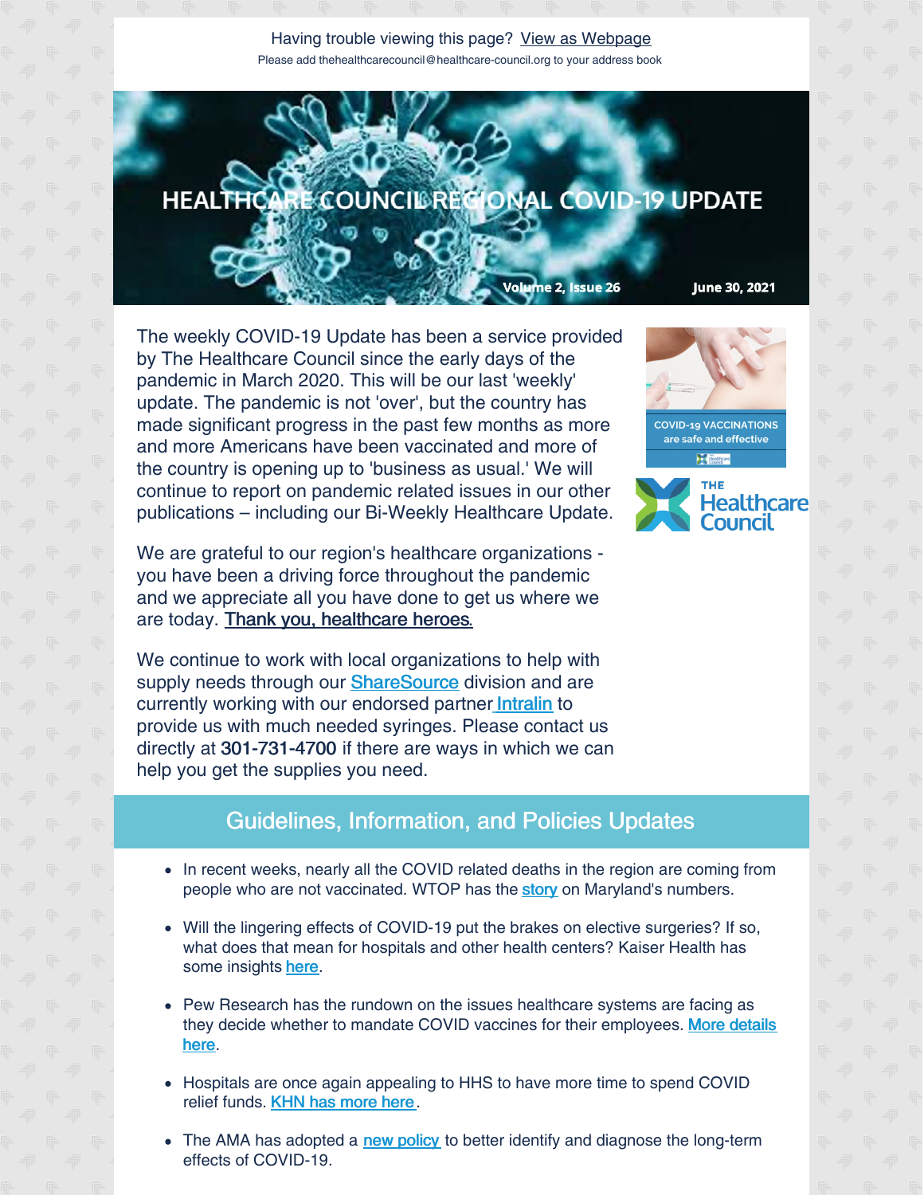Having trouble viewing this page? View as Webpage

Please add thehealthcarecouncil@healthcare-council.org to your address book

# HEALTHCARE COUNCIL REGIONAL COVID-19 UPDATE

Volume 2, Issue 26 June 30, 2021

The weekly COVID-19 Update has been a service provided by The Healthcare Council since the early days of the pandemic in March 2020. This will be our last 'weekly' update. The pandemic is not 'over', but the country has made significant progress in the past few months as more and more Americans have been vaccinated and more of the country is opening up to 'business as usual.' We will continue to report on pandemic related issues in our other publications – including our Bi-Weekly Healthcare Update.

COVID-19 VACCINATIONS are safe and effective

THE Healthcare Council

We are grateful to our region's healthcare organizations - you have been a driving force throughout the pandemic and we appreciate all you have done to get us where we are today. Thank you, healthcare heroes.

We continue to work with local organizations to help with supply needs through our ShareSource division and are currently working with our endorsed partner Intralin to provide us with much needed syringes. Please contact us directly at 301-731-4700 if there are ways in which we can help you get the supplies you need.

## Guidelines, Information, and Policies Updates

- In recent weeks, nearly all the COVID related deaths in the region are coming from people who are not vaccinated. WTOP has the story on Maryland's numbers.
- Will the lingering effects of COVID-19 put the brakes on elective surgeries? If so, what does that mean for hospitals and other health centers? Kaiser Health has some insights here.
- Pew Research has the rundown on the issues healthcare systems are facing as they decide whether to mandate COVID vaccines for their employees. More details here.
- Hospitals are once again appealing to HHS to have more time to spend COVID relief funds. KHN has more here.
- The AMA has adopted a new policy to better identify and diagnose the long-term effects of COVID-19.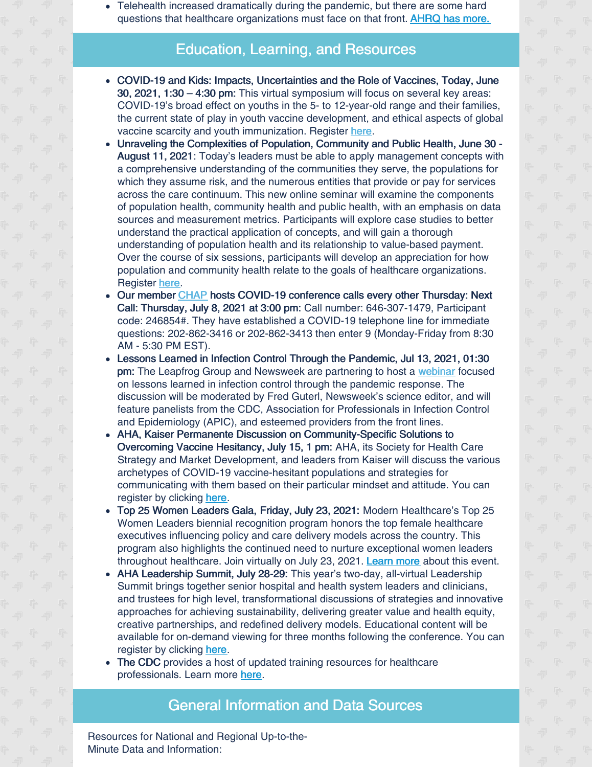- Telehealth increased dramatically during the pandemic, but there are some hard questions that healthcare organizations must face on that front. AHRQ has more.

## Education, Learning, and Resources

- **COVID-19 and Kids: Impacts, Uncertainties and the Role of Vaccines, Today, June 30, 2021, 1:30 – 4:30 pm:** This virtual symposium will focus on several key areas: COVID-19's broad effect on youths in the 5- to 12-year-old range and their families, the current state of play in youth vaccine development, and ethical aspects of global vaccine scarcity and youth immunization. Register here.
- **Unraveling the Complexities of Population, Community and Public Health, June 30 - August 11, 2021**: Today's leaders must be able to apply management concepts with a comprehensive understanding of the communities they serve, the populations for which they assume risk, and the numerous entities that provide or pay for services across the care continuum. This new online seminar will examine the components of population health, community health and public health, with an emphasis on data sources and measurement metrics. Participants will explore case studies to better understand the practical application of concepts, and will gain a thorough understanding of population health and its relationship to value-based payment. Over the course of six sessions, participants will develop an appreciation for how population and community health relate to the goals of healthcare organizations. Register here.
- **Our member CHAP hosts COVID-19 conference calls every other Thursday: Next Call: Thursday, July 8, 2021 at 3:00 pm:** Call number: 646-307-1479, Participant code: 246854#. They have established a COVID-19 telephone line for immediate questions: 202-862-3416 or 202-862-3413 then enter 9 (Monday-Friday from 8:30 AM - 5:30 PM EST).
- **Lessons Learned in Infection Control Through the Pandemic, Jul 13, 2021, 01:30 pm:** The Leapfrog Group and Newsweek are partnering to host a webinar focused on lessons learned in infection control through the pandemic response. The discussion will be moderated by Fred Guterl, Newsweek's science editor, and will feature panelists from the CDC, Association for Professionals in Infection Control and Epidemiology (APIC), and esteemed providers from the front lines.
- **AHA, Kaiser Permanente Discussion on Community-Specific Solutions to Overcoming Vaccine Hesitancy, July 15, 1 pm:** AHA, its Society for Health Care Strategy and Market Development, and leaders from Kaiser will discuss the various archetypes of COVID-19 vaccine-hesitant populations and strategies for communicating with them based on their particular mindset and attitude. You can register by clicking here.
- **Top 25 Women Leaders Gala, Friday, July 23, 2021:** Modern Healthcare's Top 25 Women Leaders biennial recognition program honors the top female healthcare executives influencing policy and care delivery models across the country. This program also highlights the continued need to nurture exceptional women leaders throughout healthcare. Join virtually on July 23, 2021. Learn more about this event.
- **AHA Leadership Summit, July 28-29:** This year's two-day, all-virtual Leadership Summit brings together senior hospital and health system leaders and clinicians, and trustees for high level, transformational discussions of strategies and innovative approaches for achieving sustainability, delivering greater value and health equity, creative partnerships, and redefined delivery models. Educational content will be available for on-demand viewing for three months following the conference. You can register by clicking here.
- **The CDC** provides a host of updated training resources for healthcare professionals. Learn more here.

## General Information and Data Sources

Resources for National and Regional Up-to-the-Minute Data and Information: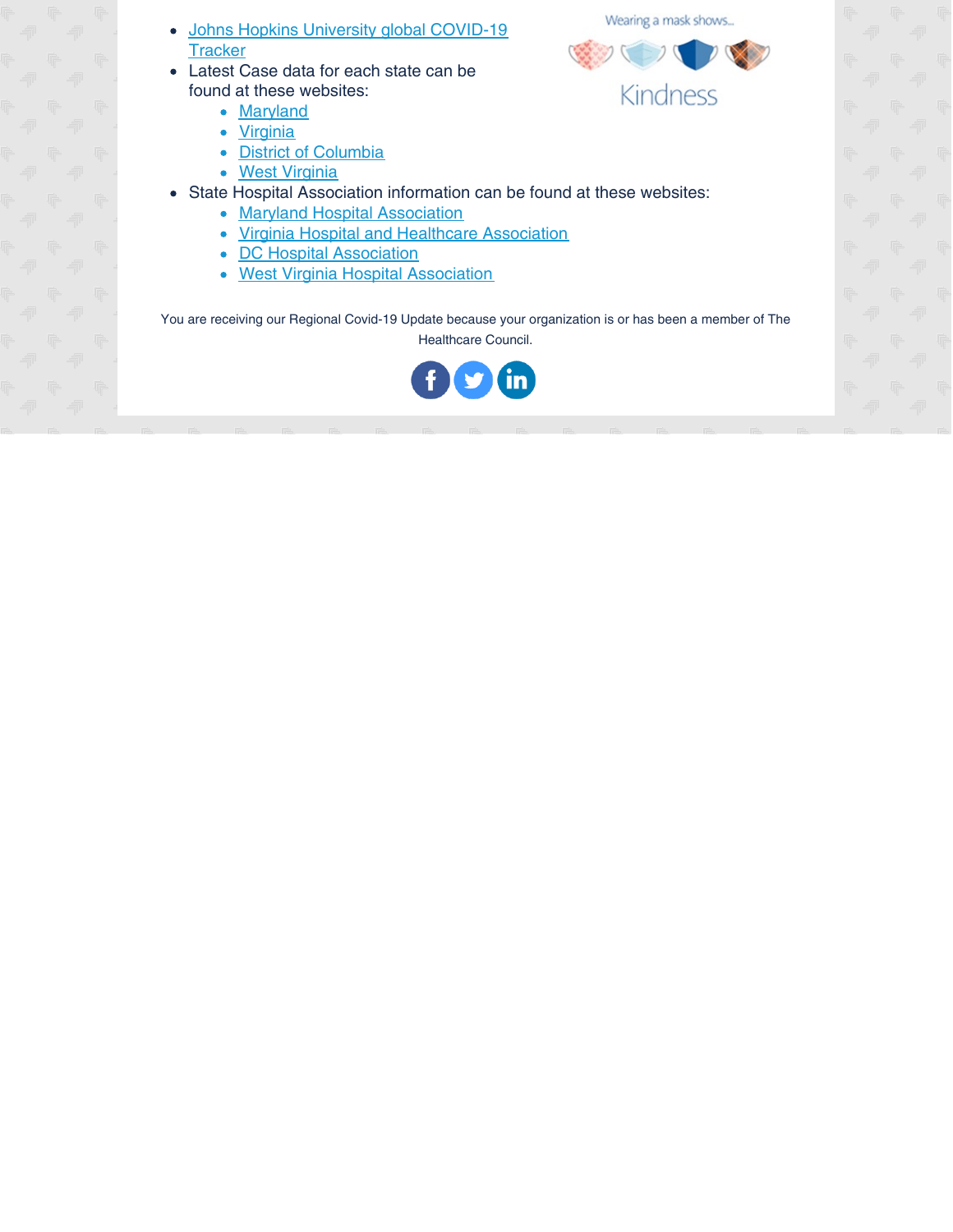- Johns Hopkins University global COVID-19 Tracker
- Latest Case data for each state can be found at these websites:
  - Maryland
  - Virginia
  - District of Columbia
  - West Virginia
- State Hospital Association information can be found at these websites:
  - Maryland Hospital Association
  - Virginia Hospital and Healthcare Association
  - DC Hospital Association
  - West Virginia Hospital Association

You are receiving our Regional Covid-19 Update because your organization is or has been a member of The Healthcare Council.